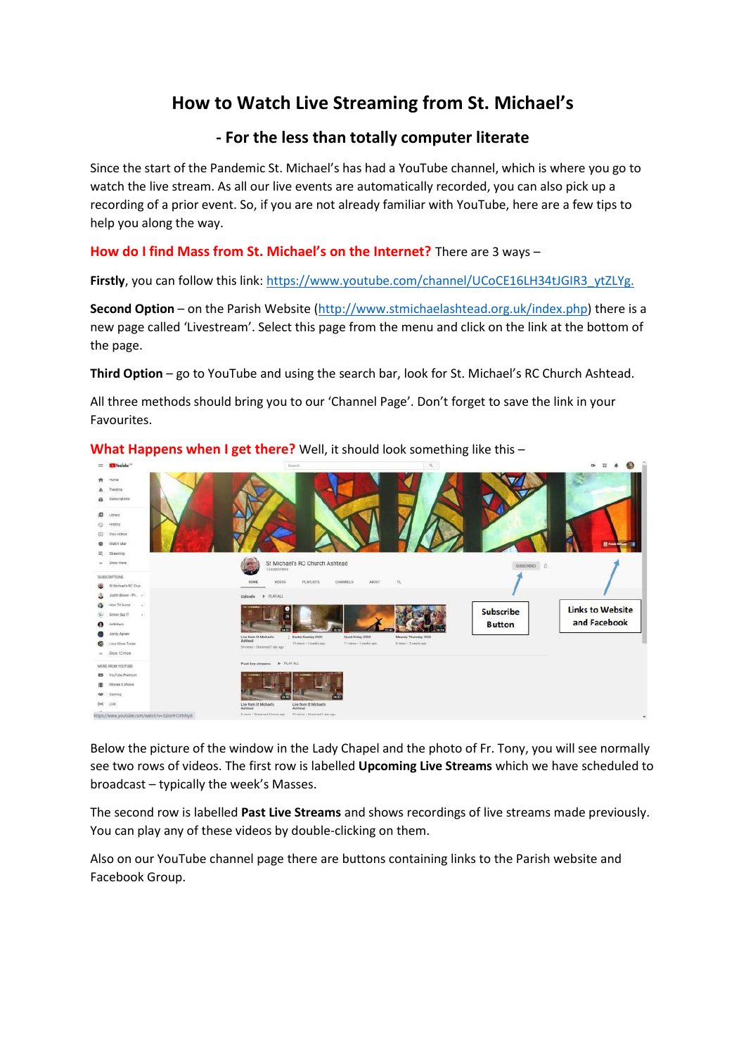# How to Watch Live Streaming from St. Michael's

## - For the less than totally computer literate

Since the start of the Pandemic St. Michael's has had a YouTube channel, which is where you go to watch the live stream. As all our live events are automatically recorded, you can also pick up a recording of a prior event. So, if you are not already familiar with YouTube, here are a few tips to help you along the way.

**How do I find Mass from St. Michael's on the Internet?** There are 3 ways –

**Firstly**, you can follow this link: https://www.youtube.com/channel/UCoCE16LH34tJGIR3_ytZLYg.

**Second Option** – on the Parish Website (http://www.stmichaelashtead.org.uk/index.php) there is a new page called 'Livestream'. Select this page from the menu and click on the link at the bottom of the page.

**Third Option** – go to YouTube and using the search bar, look for St. Michael's RC Church Ashtead.

All three methods should bring you to our 'Channel Page'. Don't forget to save the link in your Favourites.

**What Happens when I get there?** Well, it should look something like this –

Subscribe Button

Links to Website and Facebook

Below the picture of the window in the Lady Chapel and the photo of Fr. Tony, you will see normally see two rows of videos. The first row is labelled **Upcoming Live Streams** which we have scheduled to broadcast – typically the week's Masses.

The second row is labelled **Past Live Streams** and shows recordings of live streams made previously. You can play any of these videos by double-clicking on them.

Also on our YouTube channel page there are buttons containing links to the Parish website and Facebook Group.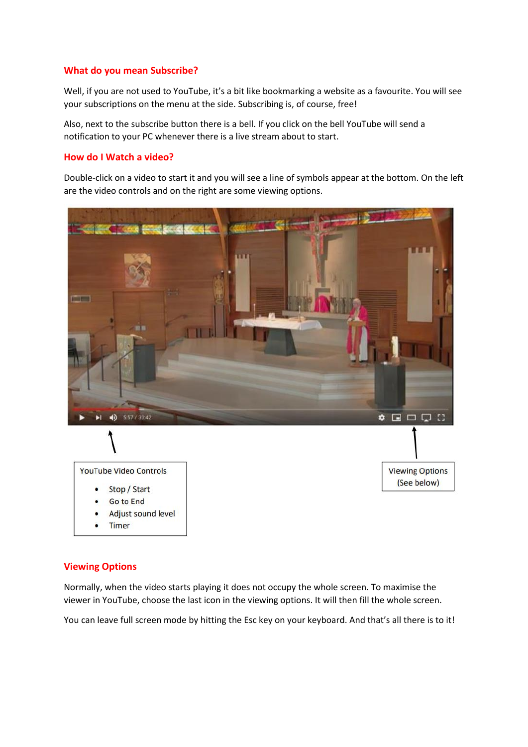## What do you mean Subscribe?

Well, if you are not used to YouTube, it's a bit like bookmarking a website as a favourite. You will see your subscriptions on the menu at the side. Subscribing is, of course, free!

Also, next to the subscribe button there is a bell. If you click on the bell YouTube will send a notification to your PC whenever there is a live stream about to start.

## How do I Watch a video?

Double-click on a video to start it and you will see a line of symbols appear at the bottom. On the left are the video controls and on the right are some viewing options.

YouTube Video Controls

- Stop / Start
- Go to End
- Adjust sound level
- Timer

Viewing Options (See below)

## Viewing Options

Normally, when the video starts playing it does not occupy the whole screen. To maximise the viewer in YouTube, choose the last icon in the viewing options. It will then fill the whole screen.

You can leave full screen mode by hitting the Esc key on your keyboard. And that's all there is to it!